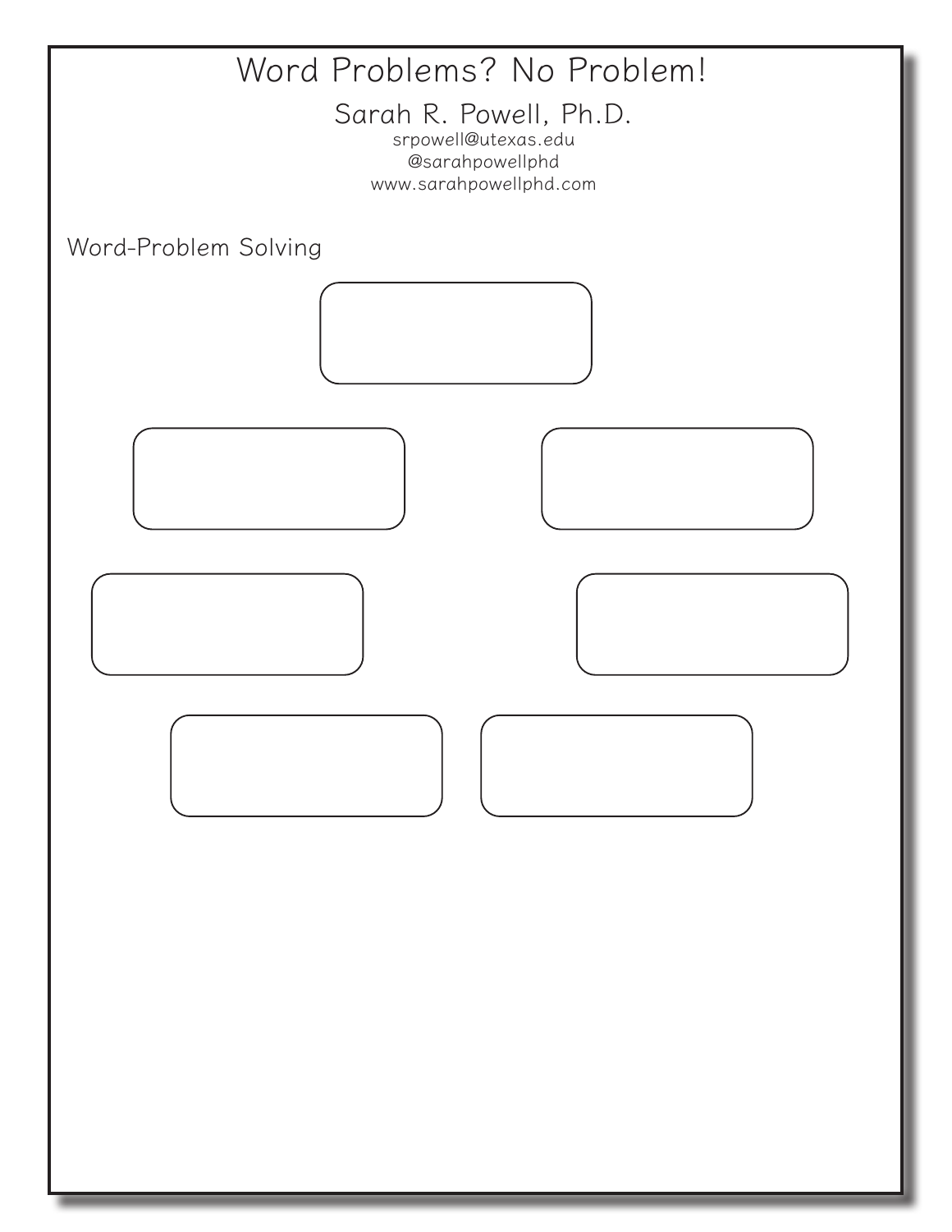# Word Problems? No Problem!

## Sarah R. Powell, Ph.D.

srpowell@utexas.edu
@sarahpowellphd
www.sarahpowellphd.com

Word-Problem Solving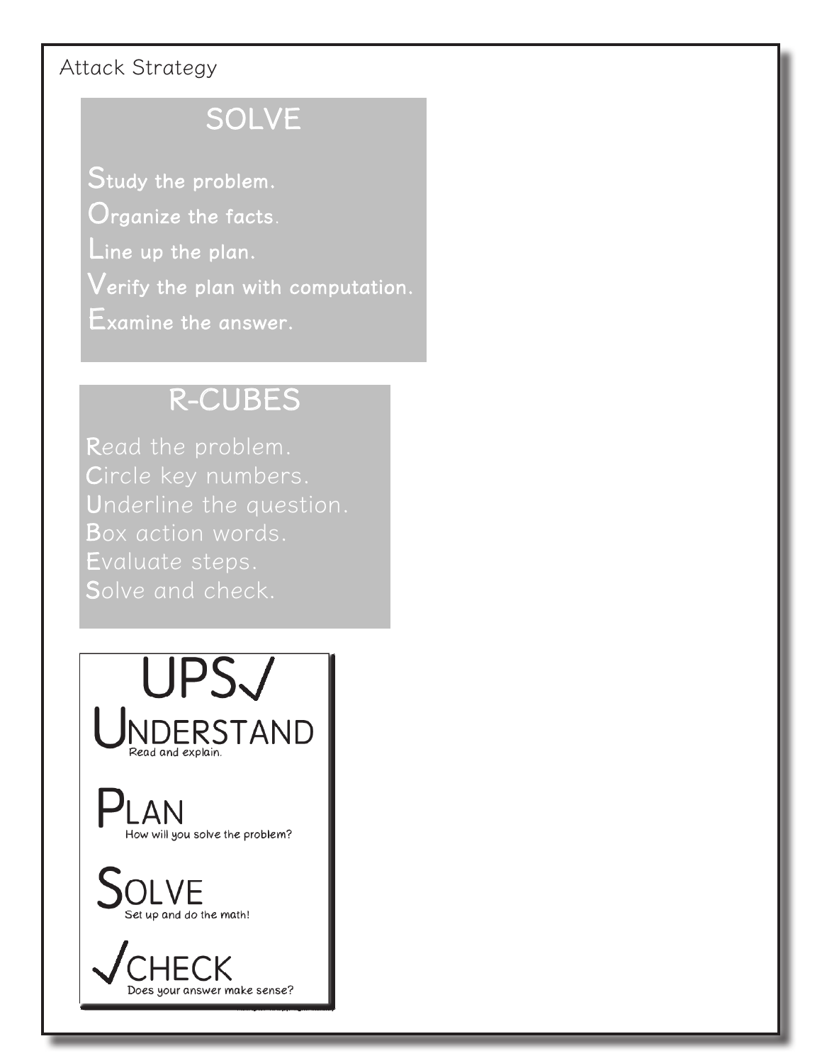Attack Strategy

## SOLVE

**S**tudy the problem.
**O**rganize the facts.
**L**ine up the plan.
**V**erify the plan with computation.
**E**xamine the answer.

## R-CUBES

**R**ead the problem.
**C**ircle key numbers.
**U**nderline the question.
**B**ox action words.
**E**valuate steps.
**S**olve and check.

## UPS✓

**UNDERSTAND**
Read and explain.

**PLAN**
How will you solve the problem?

**SOLVE**
Set up and do the math!

**✓CHECK**
Does your answer make sense?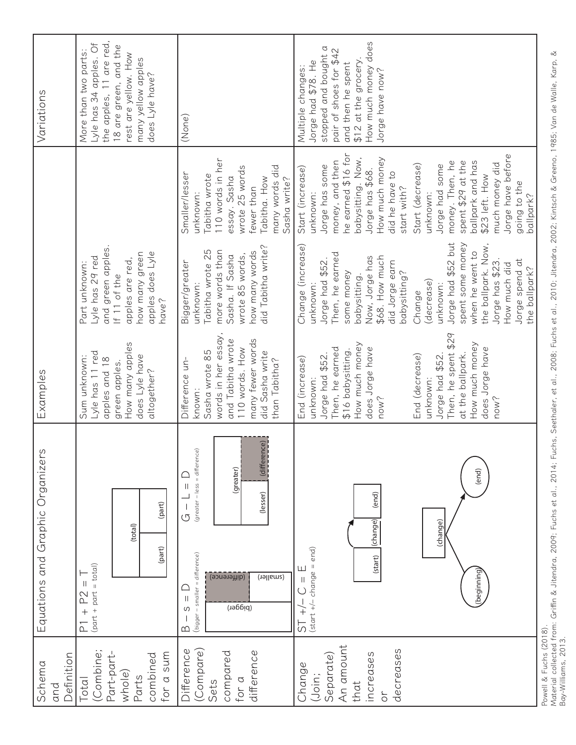| Schema and Definition | Equations and Graphic Organizers | Examples | | Variations |
|---|---|---|---|---|
| Total (Combine; Part-part-whole) Parts combined for a sum | $P1 + P2 = T$ (part + part = total) [diagram: (total) above (part) (part)] | Sum unknown: Lyle has 11 red apples and 18 green apples. How many apples does Lyle have altogether? | Part unknown: Lyle has 29 red and green apples. If 11 of the apples are red, how many green apples does Lyle have? | More than two parts: Lyle has 34 apples. Of the apples, 11 are red, 18 are green, and the rest are yellow. How many yellow apples does Lyle have? |
| Difference (Compare) Sets compared for a difference | $B - s = D$ (bigger – smaller = difference) [diagram: (bigger) above (smaller) (difference)] $G - L = D$ (greater – less = difference) [diagram: (greater) above (lesser) (difference)] | Difference unknown: Sasha wrote 85 words in her essay, and Tabitha wrote 110 words. How many fewer words did Sasha write than Tabitha? | Bigger/greater unknown: Tabitha wrote 25 more words than Sasha. If Sasha wrote 85 words, how many words did Tabitha write? Smaller/lesser unknown: Tabitha wrote 110 words in her essay. Sasha wrote 25 words fewer than Tabitha. How many words did Sasha write? | (None) |
| Change (Join; Separate) An amount that increases or decreases | $ST +/- C = E$ (start +/– change = end) [diagram: (start) (change) (end)] [diagram: (beginning) → (change) → (end)] | End (increase) unknown: Jorge had $52. Then, he earned $16 babysitting. How much money does Jorge have now? End (decrease) unknown: Jorge had $52. Then, he spent $29 at the ballpark. How much money does Jorge have now? | Change (increase) unknown: Jorge had $52. Then, he earned some money babysitting. Now, Jorge has $68. How much did Jorge earn babysitting? Change (decrease) unknown: Jorge had $52 but spent some money when he went to the ballpark. Now, Jorge has $23. How much did Jorge spend at the ballpark? Start (increase) unknown: Jorge has some money, and then he earned $16 for babysitting. Now, Jorge has $68. How much money did he have to start with? Start (decrease) unknown: Jorge had some money. Then, he spent $29 at the ballpark and has $23 left. How much money did Jorge have before going to the ballpark? | Multiple changes: Jorge had $78. He stopped and bought a pair of shoes for $42 and then he spent $12 at the grocery. How much money does Jorge have now? |

Powell & Fuchs (2018).
Material collected from: Griffin & Jitendra, 2009; Fuchs et al., 2014; Fuchs, Seethaler, et al., 2008; Fuchs et al., 2010; Jitendra, 2002; Kintsch & Greeno, 1985; Van de Walle, Karp, & Bay-Williams, 2013.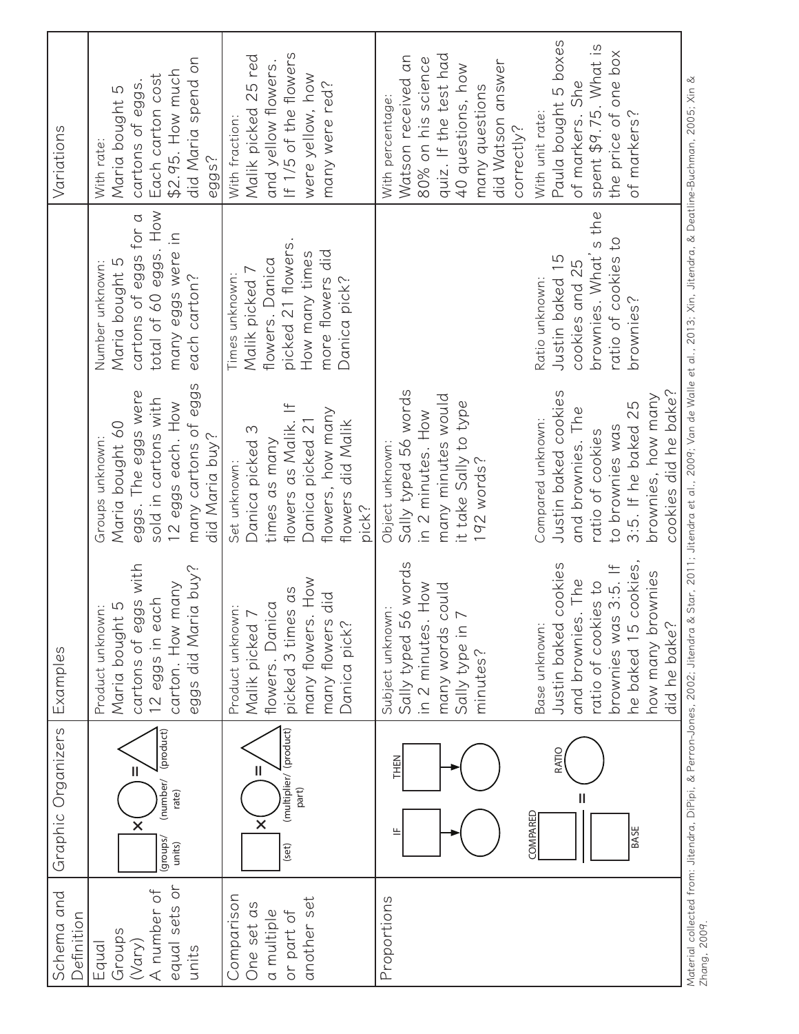| Schema and Definition | Graphic Organizers | Examples | | | Variations |
|---|---|---|---|---|---|
| Equal Groups (Vary) A number of equal sets or units | □ × ○ = △ (groups/units) (number/rate) (product) | Product unknown: Maria bought 5 cartons of eggs with 12 eggs in each carton. How many eggs did Maria buy? | Groups unknown: Maria bought 60 eggs. The eggs were sold in cartons with 12 eggs each. How many cartons of eggs did Maria buy? | Number unknown: Maria bought 5 cartons of eggs for a total of 60 eggs. How many eggs were in each carton? | With rate: Maria bought 5 cartons of eggs. Each carton cost $2.95. How much did Maria spend on eggs? |
| Comparison One set as a multiple or part of another set | □ × ○ = △ (set) (multiplier/part) (product) | Product unknown: Malik picked 7 flowers. Danica picked 3 times as many flowers. How many flowers did Danica pick? | Set unknown: Danica picked 3 times as many flowers as Malik. If Danica picked 21 flowers, how many flowers did Malik pick? | Times unknown: Malik picked 7 flowers. Danica picked 21 flowers. How many times more flowers did Danica pick? | With fraction: Malik picked 25 red and yellow flowers. If 1/5 of the flowers were yellow, how many were red? |
| Proportions | IF □ → ○ THEN □ → ○ | Subject unknown: Sally typed 56 words in 2 minutes. How many words could Sally type in 7 minutes? | Object unknown: Sally typed 56 words in 2 minutes. How many minutes would it take Sally to type 192 words? | | With percentage: Watson received an 80% on his science quiz. If the test had 40 questions, how many questions did Watson answer correctly? |
| | COMPARED □ / BASE □ = RATIO ○ | Base unknown: Justin baked cookies and brownies. The ratio of cookies to brownies was 3:5. If he baked 15 cookies, how many brownies did he bake? | Compared unknown: Justin baked cookies and brownies. The ratio of cookies to brownies was 3:5. If he baked 25 brownies, how many cookies did he bake? | Ratio unknown: Justin baked 15 cookies and 25 brownies. What's the ratio of cookies to brownies? | With unit rate: Paula bought 5 boxes of markers. She spent $9.75. What is the price of one box of markers? |

Material collected from: Jitendra, DiPipi, & Perron-Jones, 2002; Jitendra & Star, 2011; Jitendra et al., 2009; Van de Walle et al., 2013; Xin, Jitendra, & Deatline-Buchman, 2005; Xin & Zhang, 2009.